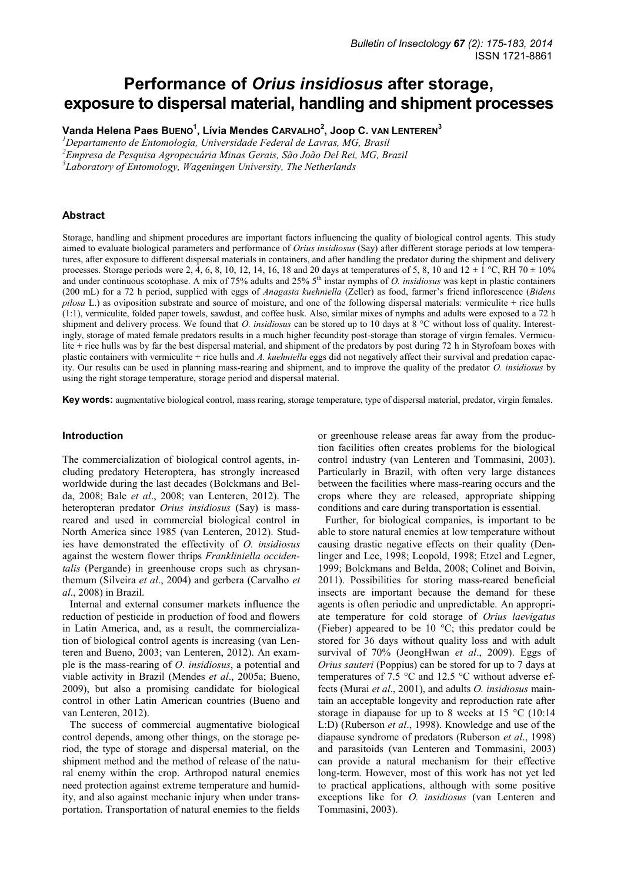# Performance of *Orius insidiosus* after storage, exposure to dispersal material, handling and shipment processes

**Vanda Helena Paes Bueno[1], Lívia Mendes Carvalho[2], Joop C. van Lenteren[3]**

[1]*Departamento de Entomologia, Universidade Federal de Lavras, MG, Brasil*
[2]*Empresa de Pesquisa Agropecuária Minas Gerais, São João Del Rei, MG, Brazil*
[3]*Laboratory of Entomology, Wageningen University, The Netherlands*

## Abstract

Storage, handling and shipment procedures are important factors influencing the quality of biological control agents. This study aimed to evaluate biological parameters and performance of *Orius insidiosus* (Say) after different storage periods at low temperatures, after exposure to different dispersal materials in containers, and after handling the predator during the shipment and delivery processes. Storage periods were 2, 4, 6, 8, 10, 12, 14, 16, 18 and 20 days at temperatures of 5, 8, 10 and 12 ± 1 °C, RH 70 ± 10% and under continuous scotophase. A mix of 75% adults and 25% 5th instar nymphs of *O. insidiosus* was kept in plastic containers (200 mL) for a 72 h period, supplied with eggs of *Anagasta kuehniella* (Zeller) as food, farmer's friend inflorescence (*Bidens pilosa* L.) as oviposition substrate and source of moisture, and one of the following dispersal materials: vermiculite + rice hulls (1:1), vermiculite, folded paper towels, sawdust, and coffee husk. Also, similar mixes of nymphs and adults were exposed to a 72 h shipment and delivery process. We found that *O. insidiosus* can be stored up to 10 days at 8 °C without loss of quality. Interestingly, storage of mated female predators results in a much higher fecundity post-storage than storage of virgin females. Vermiculite + rice hulls was by far the best dispersal material, and shipment of the predators by post during 72 h in Styrofoam boxes with plastic containers with vermiculite + rice hulls and *A. kuehniella* eggs did not negatively affect their survival and predation capacity. Our results can be used in planning mass-rearing and shipment, and to improve the quality of the predator *O. insidiosus* by using the right storage temperature, storage period and dispersal material.

**Key words:** augmentative biological control, mass rearing, storage temperature, type of dispersal material, predator, virgin females.

## Introduction

The commercialization of biological control agents, including predatory Heteroptera, has strongly increased worldwide during the last decades (Bolckmans and Belda, 2008; Bale *et al*., 2008; van Lenteren, 2012). The heteropteran predator *Orius insidiosus* (Say) is mass-reared and used in commercial biological control in North America since 1985 (van Lenteren, 2012). Studies have demonstrated the effectivity of *O. insidiosus* against the western flower thrips *Frankliniella occidentalis* (Pergande) in greenhouse crops such as chrysanthemum (Silveira *et al*., 2004) and gerbera (Carvalho *et al*., 2008) in Brazil.

Internal and external consumer markets influence the reduction of pesticide in production of food and flowers in Latin America, and, as a result, the commercialization of biological control agents is increasing (van Lenteren and Bueno, 2003; van Lenteren, 2012). An example is the mass-rearing of *O. insidiosus*, a potential and viable activity in Brazil (Mendes *et al*., 2005a; Bueno, 2009), but also a promising candidate for biological control in other Latin American countries (Bueno and van Lenteren, 2012).

The success of commercial augmentative biological control depends, among other things, on the storage period, the type of storage and dispersal material, on the shipment method and the method of release of the natural enemy within the crop. Arthropod natural enemies need protection against extreme temperature and humidity, and also against mechanic injury when under transportation. Transportation of natural enemies to the fields or greenhouse release areas far away from the production facilities often creates problems for the biological control industry (van Lenteren and Tommasini, 2003). Particularly in Brazil, with often very large distances between the facilities where mass-rearing occurs and the crops where they are released, appropriate shipping conditions and care during transportation is essential.

Further, for biological companies, is important to be able to store natural enemies at low temperature without causing drastic negative effects on their quality (Denlinger and Lee, 1998; Leopold, 1998; Etzel and Legner, 1999; Bolckmans and Belda, 2008; Colinet and Boivin, 2011). Possibilities for storing mass-reared beneficial insects are important because the demand for these agents is often periodic and unpredictable. An appropriate temperature for cold storage of *Orius laevigatus* (Fieber) appeared to be 10 °C; this predator could be stored for 36 days without quality loss and with adult survival of 70% (JeongHwan *et al*., 2009). Eggs of *Orius sauteri* (Poppius) can be stored for up to 7 days at temperatures of 7.5 °C and 12.5 °C without adverse effects (Murai *et al*., 2001), and adults *O. insidiosus* maintain an acceptable longevity and reproduction rate after storage in diapause for up to 8 weeks at 15 °C (10:14 L:D) (Ruberson *et al*., 1998). Knowledge and use of the diapause syndrome of predators (Ruberson *et al*., 1998) and parasitoids (van Lenteren and Tommasini, 2003) can provide a natural mechanism for their effective long-term. However, most of this work has not yet led to practical applications, although with some positive exceptions like for *O. insidiosus* (van Lenteren and Tommasini, 2003).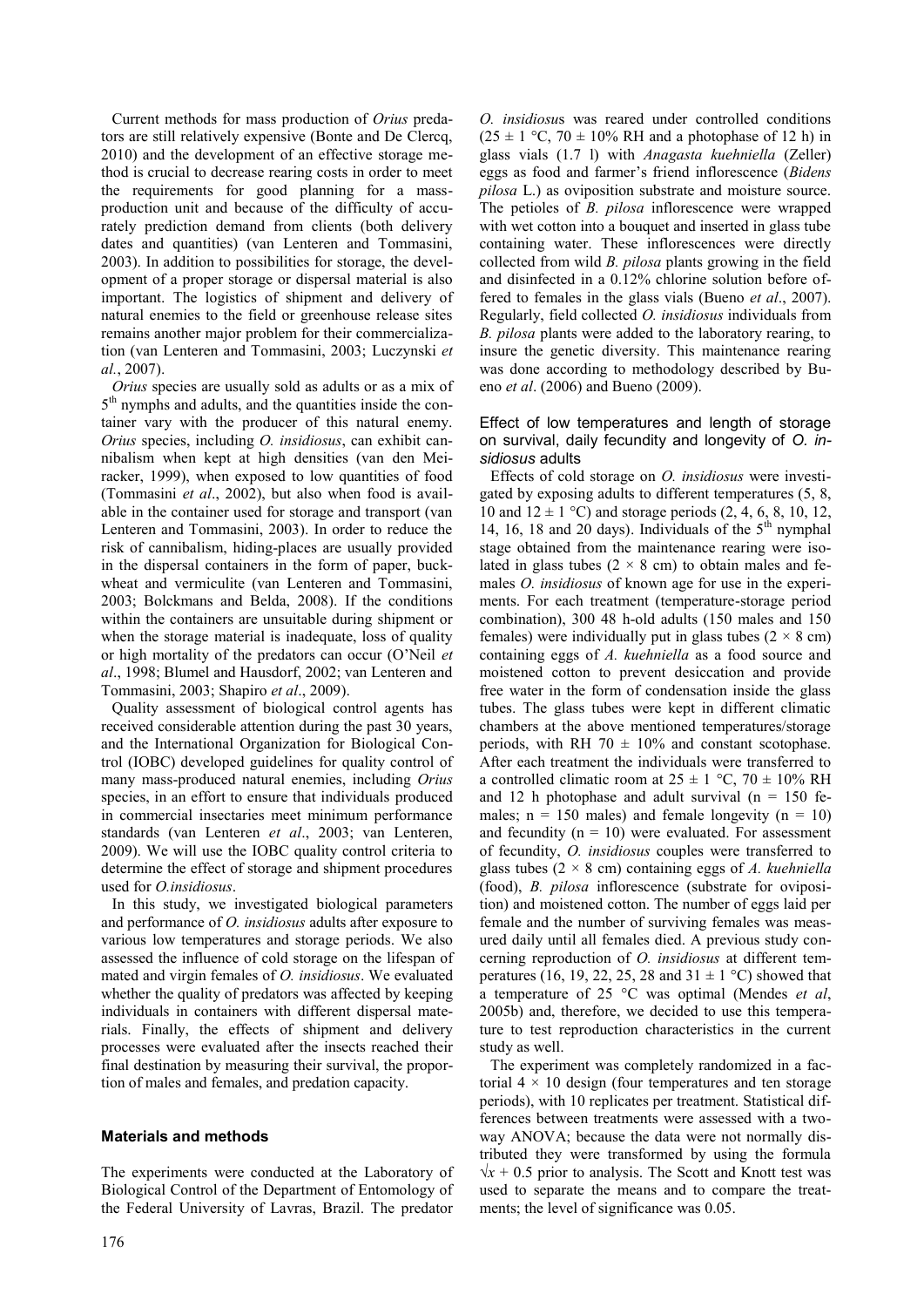Current methods for mass production of *Orius* predators are still relatively expensive (Bonte and De Clercq, 2010) and the development of an effective storage method is crucial to decrease rearing costs in order to meet the requirements for good planning for a mass-production unit and because of the difficulty of accurately prediction demand from clients (both delivery dates and quantities) (van Lenteren and Tommasini, 2003). In addition to possibilities for storage, the development of a proper storage or dispersal material is also important. The logistics of shipment and delivery of natural enemies to the field or greenhouse release sites remains another major problem for their commercialization (van Lenteren and Tommasini, 2003; Luczynski *et al.*, 2007).

*Orius* species are usually sold as adults or as a mix of $5^{th}$ nymphs and adults, and the quantities inside the container vary with the producer of this natural enemy. *Orius* species, including *O. insidiosus*, can exhibit cannibalism when kept at high densities (van den Meiracker, 1999), when exposed to low quantities of food (Tommasini *et al*., 2002), but also when food is available in the container used for storage and transport (van Lenteren and Tommasini, 2003). In order to reduce the risk of cannibalism, hiding-places are usually provided in the dispersal containers in the form of paper, buckwheat and vermiculite (van Lenteren and Tommasini, 2003; Bolckmans and Belda, 2008). If the conditions within the containers are unsuitable during shipment or when the storage material is inadequate, loss of quality or high mortality of the predators can occur (O'Neil *et al*., 1998; Blumel and Hausdorf, 2002; van Lenteren and Tommasini, 2003; Shapiro *et al*., 2009).

Quality assessment of biological control agents has received considerable attention during the past 30 years, and the International Organization for Biological Control (IOBC) developed guidelines for quality control of many mass-produced natural enemies, including *Orius* species, in an effort to ensure that individuals produced in commercial insectaries meet minimum performance standards (van Lenteren *et al*., 2003; van Lenteren, 2009). We will use the IOBC quality control criteria to determine the effect of storage and shipment procedures used for *O.insidiosus*.

In this study, we investigated biological parameters and performance of *O. insidiosus* adults after exposure to various low temperatures and storage periods. We also assessed the influence of cold storage on the lifespan of mated and virgin females of *O. insidiosus*. We evaluated whether the quality of predators was affected by keeping individuals in containers with different dispersal materials. Finally, the effects of shipment and delivery processes were evaluated after the insects reached their final destination by measuring their survival, the proportion of males and females, and predation capacity.

## Materials and methods

The experiments were conducted at the Laboratory of Biological Control of the Department of Entomology of the Federal University of Lavras, Brazil. The predator *O. insidiosus* was reared under controlled conditions ($25 \pm 1$ °C, $70 \pm 10$% RH and a photophase of 12 h) in glass vials (1.7 l) with *Anagasta kuehniella* (Zeller) eggs as food and farmer's friend inflorescence (*Bidens pilosa* L.) as oviposition substrate and moisture source. The petioles of *B. pilosa* inflorescence were wrapped with wet cotton into a bouquet and inserted in glass tube containing water. These inflorescences were directly collected from wild *B. pilosa* plants growing in the field and disinfected in a 0.12% chlorine solution before offered to females in the glass vials (Bueno *et al*., 2007). Regularly, field collected *O. insidiosus* individuals from *B. pilosa* plants were added to the laboratory rearing, to insure the genetic diversity. This maintenance rearing was done according to methodology described by Bueno *et al*. (2006) and Bueno (2009).

### Effect of low temperatures and length of storage on survival, daily fecundity and longevity of *O. insidiosus* adults

Effects of cold storage on *O. insidiosus* were investigated by exposing adults to different temperatures (5, 8, 10 and $12 \pm 1$ °C) and storage periods (2, 4, 6, 8, 10, 12, 14, 16, 18 and 20 days). Individuals of the $5^{th}$ nymphal stage obtained from the maintenance rearing were isolated in glass tubes ($2 \times 8$ cm) to obtain males and females *O. insidiosus* of known age for use in the experiments. For each treatment (temperature-storage period combination), 300 48 h-old adults (150 males and 150 females) were individually put in glass tubes ($2 \times 8$ cm) containing eggs of *A. kuehniella* as a food source and moistened cotton to prevent desiccation and provide free water in the form of condensation inside the glass tubes. The glass tubes were kept in different climatic chambers at the above mentioned temperatures/storage periods, with RH $70 \pm 10$% and constant scotophase. After each treatment the individuals were transferred to a controlled climatic room at $25 \pm 1$ °C, $70 \pm 10$% RH and 12 h photophase and adult survival ($n = 150$ females; $n = 150$ males) and female longevity ($n = 10$) and fecundity ($n = 10$) were evaluated. For assessment of fecundity, *O. insidiosus* couples were transferred to glass tubes ($2 \times 8$ cm) containing eggs of *A. kuehniella* (food), *B. pilosa* inflorescence (substrate for oviposition) and moistened cotton. The number of eggs laid per female and the number of surviving females was measured daily until all females died. A previous study concerning reproduction of *O. insidiosus* at different temperatures (16, 19, 22, 25, 28 and $31 \pm 1$ °C) showed that a temperature of 25 °C was optimal (Mendes *et al*, 2005b) and, therefore, we decided to use this temperature to test reproduction characteristics in the current study as well.

The experiment was completely randomized in a factorial $4 \times 10$ design (four temperatures and ten storage periods), with 10 replicates per treatment. Statistical differences between treatments were assessed with a two-way ANOVA; because the data were not normally distributed they were transformed by using the formula $\sqrt{x} + 0.5$ prior to analysis. The Scott and Knott test was used to separate the means and to compare the treatments; the level of significance was 0.05.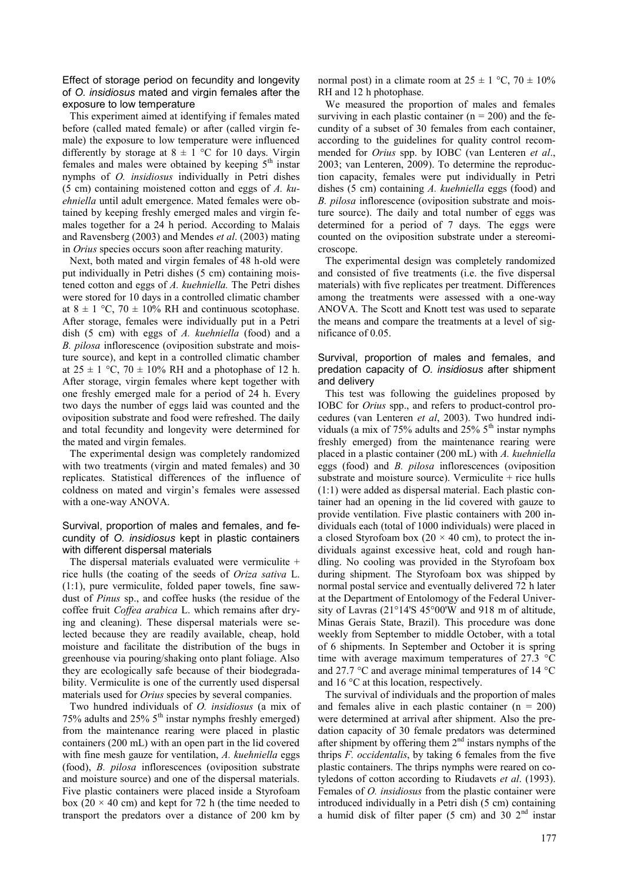### Effect of storage period on fecundity and longevity of *O. insidiosus* mated and virgin females after the exposure to low temperature

This experiment aimed at identifying if females mated before (called mated female) or after (called virgin female) the exposure to low temperature were influenced differently by storage at 8 ± 1 °C for 10 days. Virgin females and males were obtained by keeping 5[th] instar nymphs of *O. insidiosus* individually in Petri dishes (5 cm) containing moistened cotton and eggs of *A. kuehniella* until adult emergence. Mated females were obtained by keeping freshly emerged males and virgin females together for a 24 h period. According to Malais and Ravensberg (2003) and Mendes *et al*. (2003) mating in *Orius* species occurs soon after reaching maturity.

Next, both mated and virgin females of 48 h-old were put individually in Petri dishes (5 cm) containing moistened cotton and eggs of *A. kuehniella.* The Petri dishes were stored for 10 days in a controlled climatic chamber at 8 ± 1 °C, 70 ± 10% RH and continuous scotophase. After storage, females were individually put in a Petri dish (5 cm) with eggs of *A. kuehniella* (food) and a *B. pilosa* inflorescence (oviposition substrate and moisture source), and kept in a controlled climatic chamber at 25 ± 1 °C, 70 ± 10% RH and a photophase of 12 h. After storage, virgin females where kept together with one freshly emerged male for a period of 24 h. Every two days the number of eggs laid was counted and the oviposition substrate and food were refreshed. The daily and total fecundity and longevity were determined for the mated and virgin females.

The experimental design was completely randomized with two treatments (virgin and mated females) and 30 replicates. Statistical differences of the influence of coldness on mated and virgin's females were assessed with a one-way ANOVA.

### Survival, proportion of males and females, and fecundity of *O. insidiosus* kept in plastic containers with different dispersal materials

The dispersal materials evaluated were vermiculite + rice hulls (the coating of the seeds of *Oriza sativa* L. (1:1), pure vermiculite, folded paper towels, fine sawdust of *Pinus* sp., and coffee husks (the residue of the coffee fruit *Coffea arabica* L. which remains after drying and cleaning). These dispersal materials were selected because they are readily available, cheap, hold moisture and facilitate the distribution of the bugs in greenhouse via pouring/shaking onto plant foliage. Also they are ecologically safe because of their biodegradability. Vermiculite is one of the currently used dispersal materials used for *Orius* species by several companies.

Two hundred individuals of *O. insidiosus* (a mix of 75% adults and 25% 5[th] instar nymphs freshly emerged) from the maintenance rearing were placed in plastic containers (200 mL) with an open part in the lid covered with fine mesh gauze for ventilation, *A. kuehniella* eggs (food), *B. pilosa* inflorescences (oviposition substrate and moisture source) and one of the dispersal materials. Five plastic containers were placed inside a Styrofoam box (20 × 40 cm) and kept for 72 h (the time needed to transport the predators over a distance of 200 km by normal post) in a climate room at 25 ± 1 °C, 70 ± 10% RH and 12 h photophase.

We measured the proportion of males and females surviving in each plastic container (n = 200) and the fecundity of a subset of 30 females from each container, according to the guidelines for quality control recommended for *Orius* spp. by IOBC (van Lenteren *et al*., 2003; van Lenteren, 2009). To determine the reproduction capacity, females were put individually in Petri dishes (5 cm) containing *A. kuehniella* eggs (food) and *B. pilosa* inflorescence (oviposition substrate and moisture source). The daily and total number of eggs was determined for a period of 7 days. The eggs were counted on the oviposition substrate under a stereomicroscope.

The experimental design was completely randomized and consisted of five treatments (i.e. the five dispersal materials) with five replicates per treatment. Differences among the treatments were assessed with a one-way ANOVA. The Scott and Knott test was used to separate the means and compare the treatments at a level of significance of 0.05.

### Survival, proportion of males and females, and predation capacity of *O. insidiosus* after shipment and delivery

This test was following the guidelines proposed by IOBC for *Orius* spp., and refers to product-control procedures (van Lenteren *et al*, 2003). Two hundred individuals (a mix of 75% adults and 25% 5[th] instar nymphs freshly emerged) from the maintenance rearing were placed in a plastic container (200 mL) with *A. kuehniella* eggs (food) and *B. pilosa* inflorescences (oviposition substrate and moisture source). Vermiculite + rice hulls (1:1) were added as dispersal material. Each plastic container had an opening in the lid covered with gauze to provide ventilation. Five plastic containers with 200 individuals each (total of 1000 individuals) were placed in a closed Styrofoam box (20 × 40 cm), to protect the individuals against excessive heat, cold and rough handling. No cooling was provided in the Styrofoam box during shipment. The Styrofoam box was shipped by normal postal service and eventually delivered 72 h later at the Department of Entolomogy of the Federal University of Lavras (21°14'S 45°00'W and 918 m of altitude, Minas Gerais State, Brazil). This procedure was done weekly from September to middle October, with a total of 6 shipments. In September and October it is spring time with average maximum temperatures of 27.3 °C and 27.7 °C and average minimal temperatures of 14 °C and 16 °C at this location, respectively.

The survival of individuals and the proportion of males and females alive in each plastic container (n = 200) were determined at arrival after shipment. Also the predation capacity of 30 female predators was determined after shipment by offering them 2[nd] instars nymphs of the thrips *F. occidentalis*, by taking 6 females from the five plastic containers. The thrips nymphs were reared on cotyledons of cotton according to Riudavets *et al*. (1993). Females of *O. insidiosus* from the plastic container were introduced individually in a Petri dish (5 cm) containing a humid disk of filter paper (5 cm) and 30 2[nd] instar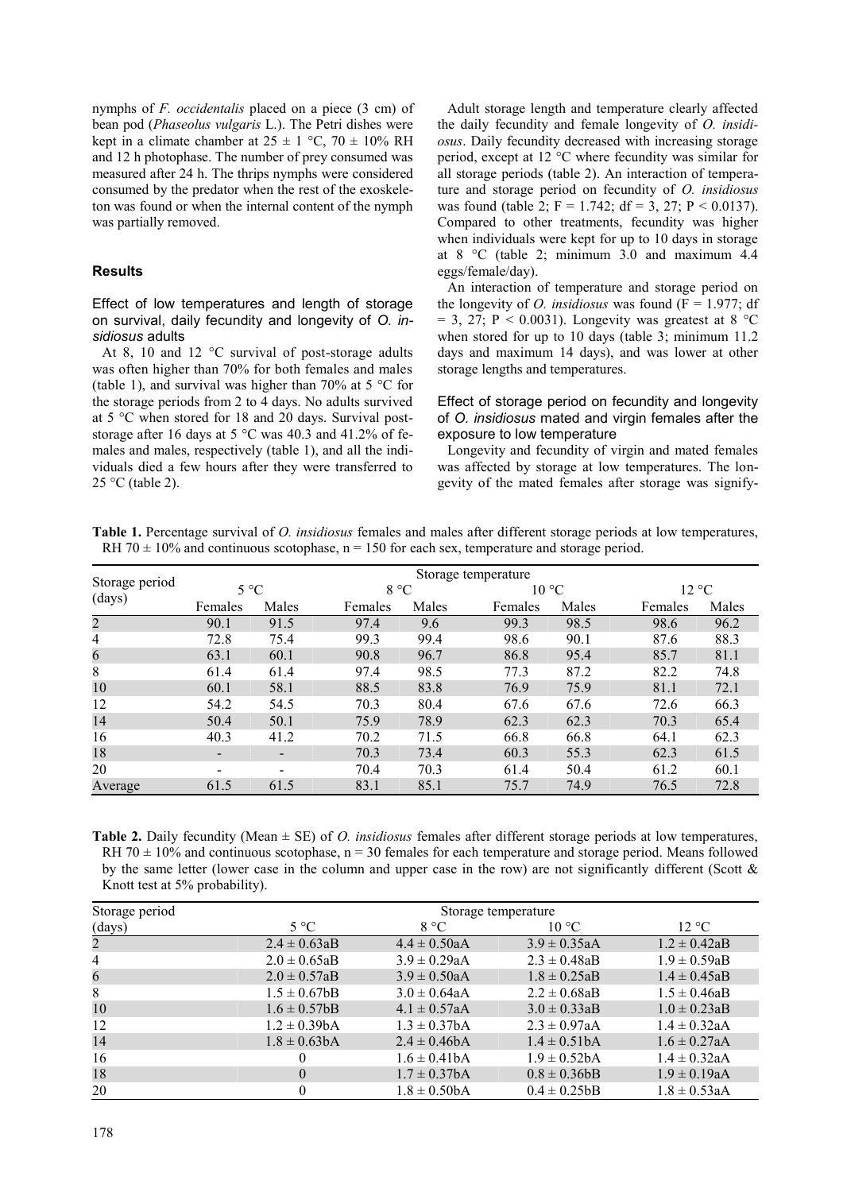nymphs of *F. occidentalis* placed on a piece (3 cm) of bean pod (*Phaseolus vulgaris* L.). The Petri dishes were kept in a climate chamber at 25 ± 1 °C, 70 ± 10% RH and 12 h photophase. The number of prey consumed was measured after 24 h. The thrips nymphs were considered consumed by the predator when the rest of the exoskeleton was found or when the internal content of the nymph was partially removed.

## Results

### Effect of low temperatures and length of storage on survival, daily fecundity and longevity of *O. insidiosus* adults

At 8, 10 and 12 °C survival of post-storage adults was often higher than 70% for both females and males (table 1), and survival was higher than 70% at 5 °C for the storage periods from 2 to 4 days. No adults survived at 5 °C when stored for 18 and 20 days. Survival post-storage after 16 days at 5 °C was 40.3 and 41.2% of females and males, respectively (table 1), and all the individuals died a few hours after they were transferred to 25 °C (table 2).

Adult storage length and temperature clearly affected the daily fecundity and female longevity of *O. insidiosus*. Daily fecundity decreased with increasing storage period, except at 12 °C where fecundity was similar for all storage periods (table 2). An interaction of temperature and storage period on fecundity of *O. insidiosus* was found (table 2; F = 1.742; df = 3, 27; P < 0.0137). Compared to other treatments, fecundity was higher when individuals were kept for up to 10 days in storage at 8 °C (table 2; minimum 3.0 and maximum 4.4 eggs/female/day).

An interaction of temperature and storage period on the longevity of *O. insidiosus* was found (F = 1.977; df = 3, 27; P < 0.0031). Longevity was greatest at 8 °C when stored for up to 10 days (table 3; minimum 11.2 days and maximum 14 days), and was lower at other storage lengths and temperatures.

### Effect of storage period on fecundity and longevity of *O. insidiosus* mated and virgin females after the exposure to low temperature

Longevity and fecundity of virgin and mated females was affected by storage at low temperatures. The longevity of the mated females after storage was signify-

**Table 1.** Percentage survival of *O. insidiosus* females and males after different storage periods at low temperatures, RH 70 ± 10% and continuous scotophase, n = 150 for each sex, temperature and storage period.

| Storage period (days) | Storage temperature | | | | | | | |
|---|---|---|---|---|---|---|---|---|
| | 5 °C | | 8 °C | | 10 °C | | 12 °C | |
| | Females | Males | Females | Males | Females | Males | Females | Males |
| 2 | 90.1 | 91.5 | 97.4 | 9.6 | 99.3 | 98.5 | 98.6 | 96.2 |
| 4 | 72.8 | 75.4 | 99.3 | 99.4 | 98.6 | 90.1 | 87.6 | 88.3 |
| 6 | 63.1 | 60.1 | 90.8 | 96.7 | 86.8 | 95.4 | 85.7 | 81.1 |
| 8 | 61.4 | 61.4 | 97.4 | 98.5 | 77.3 | 87.2 | 82.2 | 74.8 |
| 10 | 60.1 | 58.1 | 88.5 | 83.8 | 76.9 | 75.9 | 81.1 | 72.1 |
| 12 | 54.2 | 54.5 | 70.3 | 80.4 | 67.6 | 67.6 | 72.6 | 66.3 |
| 14 | 50.4 | 50.1 | 75.9 | 78.9 | 62.3 | 62.3 | 70.3 | 65.4 |
| 16 | 40.3 | 41.2 | 70.2 | 71.5 | 66.8 | 66.8 | 64.1 | 62.3 |
| 18 | - | - | 70.3 | 73.4 | 60.3 | 55.3 | 62.3 | 61.5 |
| 20 | - | - | 70.4 | 70.3 | 61.4 | 50.4 | 61.2 | 60.1 |
| Average | 61.5 | 61.5 | 83.1 | 85.1 | 75.7 | 74.9 | 76.5 | 72.8 |

**Table 2.** Daily fecundity (Mean ± SE) of *O. insidiosus* females after different storage periods at low temperatures, RH 70 ± 10% and continuous scotophase, n = 30 females for each temperature and storage period. Means followed by the same letter (lower case in the column and upper case in the row) are not significantly different (Scott & Knott test at 5% probability).

| Storage period (days) | Storage temperature | | | |
|---|---|---|---|---|
| | 5 °C | 8 °C | 10 °C | 12 °C |
| 2 | 2.4 ± 0.63aB | 4.4 ± 0.50aA | 3.9 ± 0.35aA | 1.2 ± 0.42aB |
| 4 | 2.0 ± 0.65aB | 3.9 ± 0.29aA | 2.3 ± 0.48aB | 1.9 ± 0.59aB |
| 6 | 2.0 ± 0.57aB | 3.9 ± 0.50aA | 1.8 ± 0.25aB | 1.4 ± 0.45aB |
| 8 | 1.5 ± 0.67bB | 3.0 ± 0.64aA | 2.2 ± 0.68aB | 1.5 ± 0.46aB |
| 10 | 1.6 ± 0.57bB | 4.1 ± 0.57aA | 3.0 ± 0.33aB | 1.0 ± 0.23aB |
| 12 | 1.2 ± 0.39bA | 1.3 ± 0.37bA | 2.3 ± 0.97aA | 1.4 ± 0.32aA |
| 14 | 1.8 ± 0.63bA | 2.4 ± 0.46bA | 1.4 ± 0.51bA | 1.6 ± 0.27aA |
| 16 | 0 | 1.6 ± 0.41bA | 1.9 ± 0.52bA | 1.4 ± 0.32aA |
| 18 | 0 | 1.7 ± 0.37bA | 0.8 ± 0.36bB | 1.9 ± 0.19aA |
| 20 | 0 | 1.8 ± 0.50bA | 0.4 ± 0.25bB | 1.8 ± 0.53aA |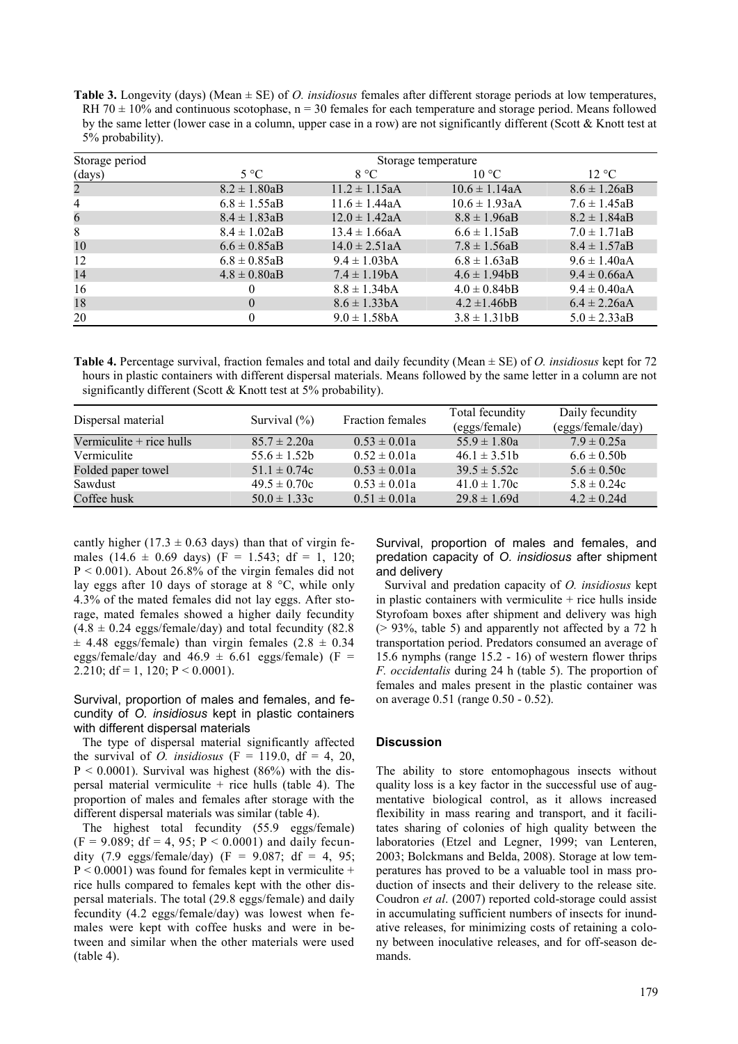**Table 3.** Longevity (days) (Mean ± SE) of *O. insidiosus* females after different storage periods at low temperatures, RH 70 ± 10% and continuous scotophase, n = 30 females for each temperature and storage period. Means followed by the same letter (lower case in a column, upper case in a row) are not significantly different (Scott & Knott test at 5% probability).

| Storage period (days) | Storage temperature | | | |
|---|---|---|---|---|
| | 5 °C | 8 °C | 10 °C | 12 °C |
| 2 | 8.2 ± 1.80aB | 11.2 ± 1.15aA | 10.6 ± 1.14aA | 8.6 ± 1.26aB |
| 4 | 6.8 ± 1.55aB | 11.6 ± 1.44aA | 10.6 ± 1.93aA | 7.6 ± 1.45aB |
| 6 | 8.4 ± 1.83aB | 12.0 ± 1.42aA | 8.8 ± 1.96aB | 8.2 ± 1.84aB |
| 8 | 8.4 ± 1.02aB | 13.4 ± 1.66aA | 6.6 ± 1.15aB | 7.0 ± 1.71aB |
| 10 | 6.6 ± 0.85aB | 14.0 ± 2.51aA | 7.8 ± 1.56aB | 8.4 ± 1.57aB |
| 12 | 6.8 ± 0.85aB | 9.4 ± 1.03bA | 6.8 ± 1.63aB | 9.6 ± 1.40aA |
| 14 | 4.8 ± 0.80aB | 7.4 ± 1.19bA | 4.6 ± 1.94bB | 9.4 ± 0.66aA |
| 16 | 0 | 8.8 ± 1.34bA | 4.0 ± 0.84bB | 9.4 ± 0.40aA |
| 18 | 0 | 8.6 ± 1.33bA | 4.2 ±1.46bB | 6.4 ± 2.26aA |
| 20 | 0 | 9.0 ± 1.58bA | 3.8 ± 1.31bB | 5.0 ± 2.33aB |

**Table 4.** Percentage survival, fraction females and total and daily fecundity (Mean ± SE) of *O. insidiosus* kept for 72 hours in plastic containers with different dispersal materials. Means followed by the same letter in a column are not significantly different (Scott & Knott test at 5% probability).

| Dispersal material | Survival (%) | Fraction females | Total fecundity (eggs/female) | Daily fecundity (eggs/female/day) |
|---|---|---|---|---|
| Vermiculite + rice hulls | 85.7 ± 2.20a | 0.53 ± 0.01a | 55.9 ± 1.80a | 7.9 ± 0.25a |
| Vermiculite | 55.6 ± 1.52b | 0.52 ± 0.01a | 46.1 ± 3.51b | 6.6 ± 0.50b |
| Folded paper towel | 51.1 ± 0.74c | 0.53 ± 0.01a | 39.5 ± 5.52c | 5.6 ± 0.50c |
| Sawdust | 49.5 ± 0.70c | 0.53 ± 0.01a | 41.0 ± 1.70c | 5.8 ± 0.24c |
| Coffee husk | 50.0 ± 1.33c | 0.51 ± 0.01a | 29.8 ± 1.69d | 4.2 ± 0.24d |

cantly higher (17.3 ± 0.63 days) than that of virgin females (14.6 ± 0.69 days) ($F = 1.543$; df = 1, 120; $P < 0.001$). About 26.8% of the virgin females did not lay eggs after 10 days of storage at 8 °C, while only 4.3% of the mated females did not lay eggs. After storage, mated females showed a higher daily fecundity (4.8 ± 0.24 eggs/female/day) and total fecundity (82.8 ± 4.48 eggs/female) than virgin females (2.8 ± 0.34 eggs/female/day and 46.9 ± 6.61 eggs/female) ($F = 2.210$; df = 1, 120; $P < 0.0001$).

### Survival, proportion of males and females, and fecundity of *O. insidiosus* kept in plastic containers with different dispersal materials

The type of dispersal material significantly affected the survival of *O. insidiosus* ($F = 119.0$, df = 4, 20, $P < 0.0001$). Survival was highest (86%) with the dispersal material vermiculite + rice hulls (table 4). The proportion of males and females after storage with the different dispersal materials was similar (table 4).

The highest total fecundity (55.9 eggs/female) ($F = 9.089$; df = 4, 95; $P < 0.0001$) and daily fecundity (7.9 eggs/female/day) ($F = 9.087$; df = 4, 95; $P < 0.0001$) was found for females kept in vermiculite + rice hulls compared to females kept with the other dispersal materials. The total (29.8 eggs/female) and daily fecundity (4.2 eggs/female/day) was lowest when females were kept with coffee husks and were in between and similar when the other materials were used (table 4).

### Survival, proportion of males and females, and predation capacity of *O. insidiosus* after shipment and delivery

Survival and predation capacity of *O. insidiosus* kept in plastic containers with vermiculite + rice hulls inside Styrofoam boxes after shipment and delivery was high (> 93%, table 5) and apparently not affected by a 72 h transportation period. Predators consumed an average of 15.6 nymphs (range 15.2 - 16) of western flower thrips *F. occidentalis* during 24 h (table 5). The proportion of females and males present in the plastic container was on average 0.51 (range 0.50 - 0.52).

## Discussion

The ability to store entomophagous insects without quality loss is a key factor in the successful use of augmentative biological control, as it allows increased flexibility in mass rearing and transport, and it facilitates sharing of colonies of high quality between the laboratories (Etzel and Legner, 1999; van Lenteren, 2003; Bolckmans and Belda, 2008). Storage at low temperatures has proved to be a valuable tool in mass production of insects and their delivery to the release site. Coudron *et al*. (2007) reported cold-storage could assist in accumulating sufficient numbers of insects for inundative releases, for minimizing costs of retaining a colony between inoculative releases, and for off-season demands.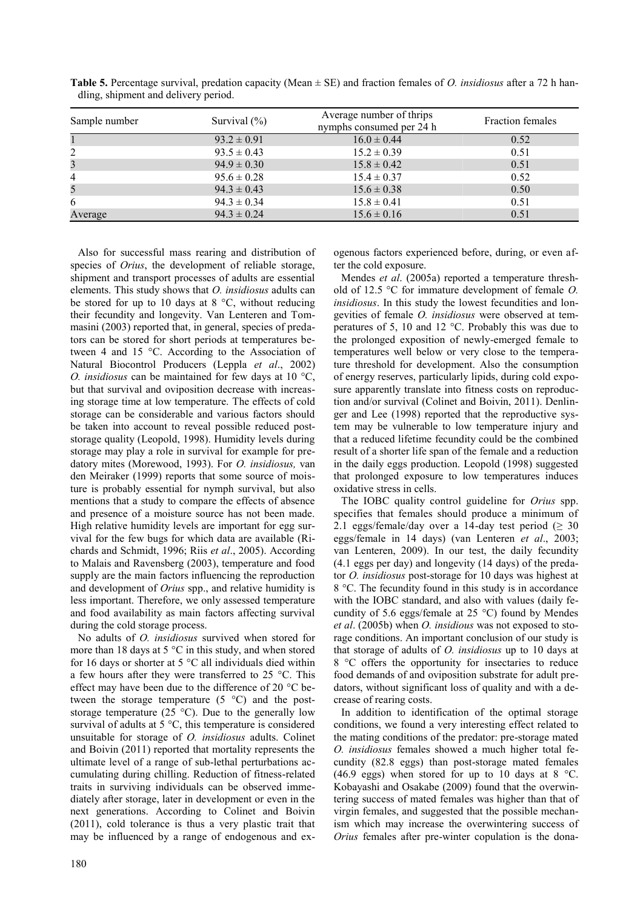**Table 5.** Percentage survival, predation capacity (Mean ± SE) and fraction females of *O. insidiosus* after a 72 h handling, shipment and delivery period.

| Sample number | Survival (%) | Average number of thrips nymphs consumed per 24 h | Fraction females |
|---|---|---|---|
| 1 | 93.2 ± 0.91 | 16.0 ± 0.44 | 0.52 |
| 2 | 93.5 ± 0.43 | 15.2 ± 0.39 | 0.51 |
| 3 | 94.9 ± 0.30 | 15.8 ± 0.42 | 0.51 |
| 4 | 95.6 ± 0.28 | 15.4 ± 0.37 | 0.52 |
| 5 | 94.3 ± 0.43 | 15.6 ± 0.38 | 0.50 |
| 6 | 94.3 ± 0.34 | 15.8 ± 0.41 | 0.51 |
| Average | 94.3 ± 0.24 | 15.6 ± 0.16 | 0.51 |

Also for successful mass rearing and distribution of species of *Orius*, the development of reliable storage, shipment and transport processes of adults are essential elements. This study shows that *O. insidiosus* adults can be stored for up to 10 days at 8 °C, without reducing their fecundity and longevity. Van Lenteren and Tommasini (2003) reported that, in general, species of predators can be stored for short periods at temperatures between 4 and 15 °C. According to the Association of Natural Biocontrol Producers (Leppla *et al*., 2002) *O. insidiosus* can be maintained for few days at 10 °C, but that survival and oviposition decrease with increasing storage time at low temperature. The effects of cold storage can be considerable and various factors should be taken into account to reveal possible reduced post-storage quality (Leopold, 1998). Humidity levels during storage may play a role in survival for example for predatory mites (Morewood, 1993). For *O. insidiosus,* van den Meiraker (1999) reports that some source of moisture is probably essential for nymph survival, but also mentions that a study to compare the effects of absence and presence of a moisture source has not been made. High relative humidity levels are important for egg survival for the few bugs for which data are available (Richards and Schmidt, 1996; Riis *et al*., 2005). According to Malais and Ravensberg (2003), temperature and food supply are the main factors influencing the reproduction and development of *Orius* spp., and relative humidity is less important. Therefore, we only assessed temperature and food availability as main factors affecting survival during the cold storage process.

No adults of *O. insidiosus* survived when stored for more than 18 days at 5 °C in this study, and when stored for 16 days or shorter at 5 °C all individuals died within a few hours after they were transferred to 25 °C. This effect may have been due to the difference of 20 °C between the storage temperature (5 °C) and the post-storage temperature (25 °C). Due to the generally low survival of adults at 5 °C, this temperature is considered unsuitable for storage of *O. insidiosus* adults. Colinet and Boivin (2011) reported that mortality represents the ultimate level of a range of sub-lethal perturbations accumulating during chilling. Reduction of fitness-related traits in surviving individuals can be observed immediately after storage, later in development or even in the next generations. According to Colinet and Boivin (2011), cold tolerance is thus a very plastic trait that may be influenced by a range of endogenous and exogenous factors experienced before, during, or even after the cold exposure.

Mendes *et al*. (2005a) reported a temperature threshold of 12.5 °C for immature development of female *O. insidiosus*. In this study the lowest fecundities and longevities of female *O. insidiosus* were observed at temperatures of 5, 10 and 12 °C. Probably this was due to the prolonged exposition of newly-emerged female to temperatures well below or very close to the temperature threshold for development. Also the consumption of energy reserves, particularly lipids, during cold exposure apparently translate into fitness costs on reproduction and/or survival (Colinet and Boivin, 2011). Denlinger and Lee (1998) reported that the reproductive system may be vulnerable to low temperature injury and that a reduced lifetime fecundity could be the combined result of a shorter life span of the female and a reduction in the daily eggs production. Leopold (1998) suggested that prolonged exposure to low temperatures induces oxidative stress in cells.

The IOBC quality control guideline for *Orius* spp. specifies that females should produce a minimum of 2.1 eggs/female/day over a 14-day test period (≥ 30 eggs/female in 14 days) (van Lenteren *et al*., 2003; van Lenteren, 2009). In our test, the daily fecundity (4.1 eggs per day) and longevity (14 days) of the predator *O. insidiosus* post-storage for 10 days was highest at 8 °C. The fecundity found in this study is in accordance with the IOBC standard, and also with values (daily fecundity of 5.6 eggs/female at 25 °C) found by Mendes *et al*. (2005b) when *O. insidious* was not exposed to storage conditions. An important conclusion of our study is that storage of adults of *O. insidiosus* up to 10 days at 8 °C offers the opportunity for insectaries to reduce food demands of and oviposition substrate for adult predators, without significant loss of quality and with a decrease of rearing costs.

In addition to identification of the optimal storage conditions, we found a very interesting effect related to the mating conditions of the predator: pre-storage mated *O. insidiosus* females showed a much higher total fecundity (82.8 eggs) than post-storage mated females (46.9 eggs) when stored for up to 10 days at 8 °C. Kobayashi and Osakabe (2009) found that the overwintering success of mated females was higher than that of virgin females, and suggested that the possible mechanism which may increase the overwintering success of *Orius* females after pre-winter copulation is the dona-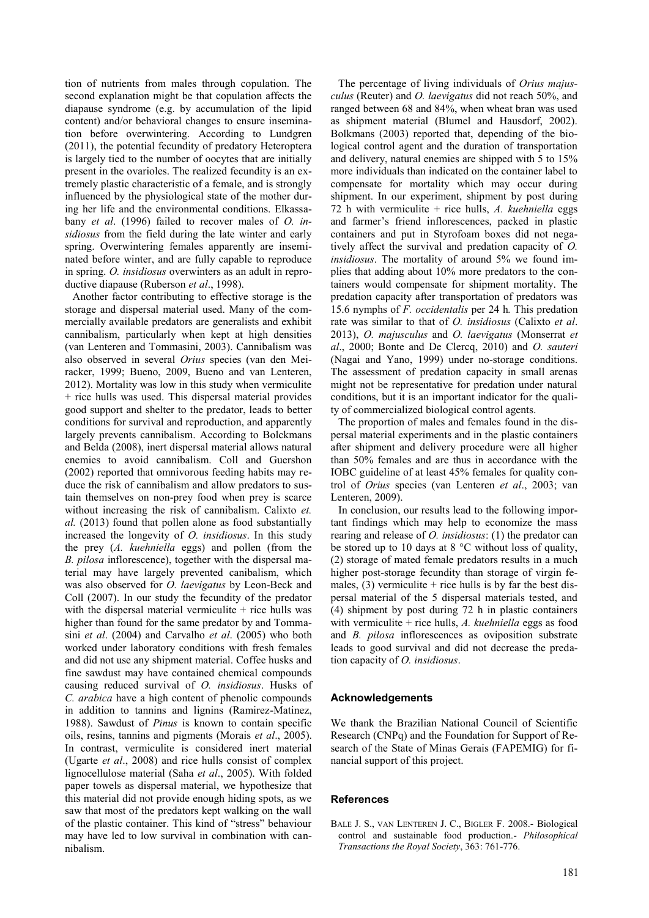tion of nutrients from males through copulation. The second explanation might be that copulation affects the diapause syndrome (e.g. by accumulation of the lipid content) and/or behavioral changes to ensure insemination before overwintering. According to Lundgren (2011), the potential fecundity of predatory Heteroptera is largely tied to the number of oocytes that are initially present in the ovarioles. The realized fecundity is an extremely plastic characteristic of a female, and is strongly influenced by the physiological state of the mother during her life and the environmental conditions. Elkassabany *et al*. (1996) failed to recover males of *O. insidiosus* from the field during the late winter and early spring. Overwintering females apparently are inseminated before winter, and are fully capable to reproduce in spring. *O. insidiosus* overwinters as an adult in reproductive diapause (Ruberson *et al*., 1998).

Another factor contributing to effective storage is the storage and dispersal material used. Many of the commercially available predators are generalists and exhibit cannibalism, particularly when kept at high densities (van Lenteren and Tommasini, 2003). Cannibalism was also observed in several *Orius* species (van den Meiracker, 1999; Bueno, 2009, Bueno and van Lenteren, 2012). Mortality was low in this study when vermiculite + rice hulls was used. This dispersal material provides good support and shelter to the predator, leads to better conditions for survival and reproduction, and apparently largely prevents cannibalism. According to Bolckmans and Belda (2008), inert dispersal material allows natural enemies to avoid cannibalism. Coll and Guershon (2002) reported that omnivorous feeding habits may reduce the risk of cannibalism and allow predators to sustain themselves on non-prey food when prey is scarce without increasing the risk of cannibalism. Calixto *et. al.* (2013) found that pollen alone as food substantially increased the longevity of *O. insidiosus*. In this study the prey (*A. kuehniella* eggs) and pollen (from the *B. pilosa* inflorescence), together with the dispersal material may have largely prevented canibalism, which was also observed for *O. laevigatus* by Leon-Beck and Coll (2007). In our study the fecundity of the predator with the dispersal material vermiculite + rice hulls was higher than found for the same predator by and Tommasini *et al*. (2004) and Carvalho *et al*. (2005) who both worked under laboratory conditions with fresh females and did not use any shipment material. Coffee husks and fine sawdust may have contained chemical compounds causing reduced survival of *O. insidiosus*. Husks of *C. arabica* have a high content of phenolic compounds in addition to tannins and lignins (Ramirez-Matinez, 1988). Sawdust of *Pinus* is known to contain specific oils, resins, tannins and pigments (Morais *et al*., 2005). In contrast, vermiculite is considered inert material (Ugarte *et al*., 2008) and rice hulls consist of complex lignocellulose material (Saha *et al*., 2005). With folded paper towels as dispersal material, we hypothesize that this material did not provide enough hiding spots, as we saw that most of the predators kept walking on the wall of the plastic container. This kind of "stress" behaviour may have led to low survival in combination with cannibalism.

The percentage of living individuals of *Orius majusculus* (Reuter) and *O. laevigatus* did not reach 50%, and ranged between 68 and 84%, when wheat bran was used as shipment material (Blumel and Hausdorf, 2002). Bolkmans (2003) reported that, depending of the biological control agent and the duration of transportation and delivery, natural enemies are shipped with 5 to 15% more individuals than indicated on the container label to compensate for mortality which may occur during shipment. In our experiment, shipment by post during 72 h with vermiculite + rice hulls, *A. kuehniella* eggs and farmer's friend inflorescences, packed in plastic containers and put in Styrofoam boxes did not negatively affect the survival and predation capacity of *O. insidiosus*. The mortality of around 5% we found implies that adding about 10% more predators to the containers would compensate for shipment mortality. The predation capacity after transportation of predators was 15.6 nymphs of *F. occidentalis* per 24 h*.* This predation rate was similar to that of *O. insidiosus* (Calixto *et al*. 2013), *O. majusculus* and *O. laevigatus* (Monserrat *et al*., 2000; Bonte and De Clercq, 2010) and *O. sauteri* (Nagai and Yano, 1999) under no-storage conditions. The assessment of predation capacity in small arenas might not be representative for predation under natural conditions, but it is an important indicator for the quality of commercialized biological control agents.

The proportion of males and females found in the dispersal material experiments and in the plastic containers after shipment and delivery procedure were all higher than 50% females and are thus in accordance with the IOBC guideline of at least 45% females for quality control of *Orius* species (van Lenteren *et al*., 2003; van Lenteren, 2009).

In conclusion, our results lead to the following important findings which may help to economize the mass rearing and release of *O. insidiosus*: (1) the predator can be stored up to 10 days at 8 °C without loss of quality, (2) storage of mated female predators results in a much higher post-storage fecundity than storage of virgin females, (3) vermiculite + rice hulls is by far the best dispersal material of the 5 dispersal materials tested, and (4) shipment by post during 72 h in plastic containers with vermiculite + rice hulls, *A. kuehniella* eggs as food and *B. pilosa* inflorescences as oviposition substrate leads to good survival and did not decrease the predation capacity of *O. insidiosus*.

## Acknowledgements

We thank the Brazilian National Council of Scientific Research (CNPq) and the Foundation for Support of Research of the State of Minas Gerais (FAPEMIG) for financial support of this project.

## References

BALE J. S., VAN LENTEREN J. C., BIGLER F. 2008.- Biological control and sustainable food production.- *Philosophical Transactions the Royal Society*, 363: 761-776.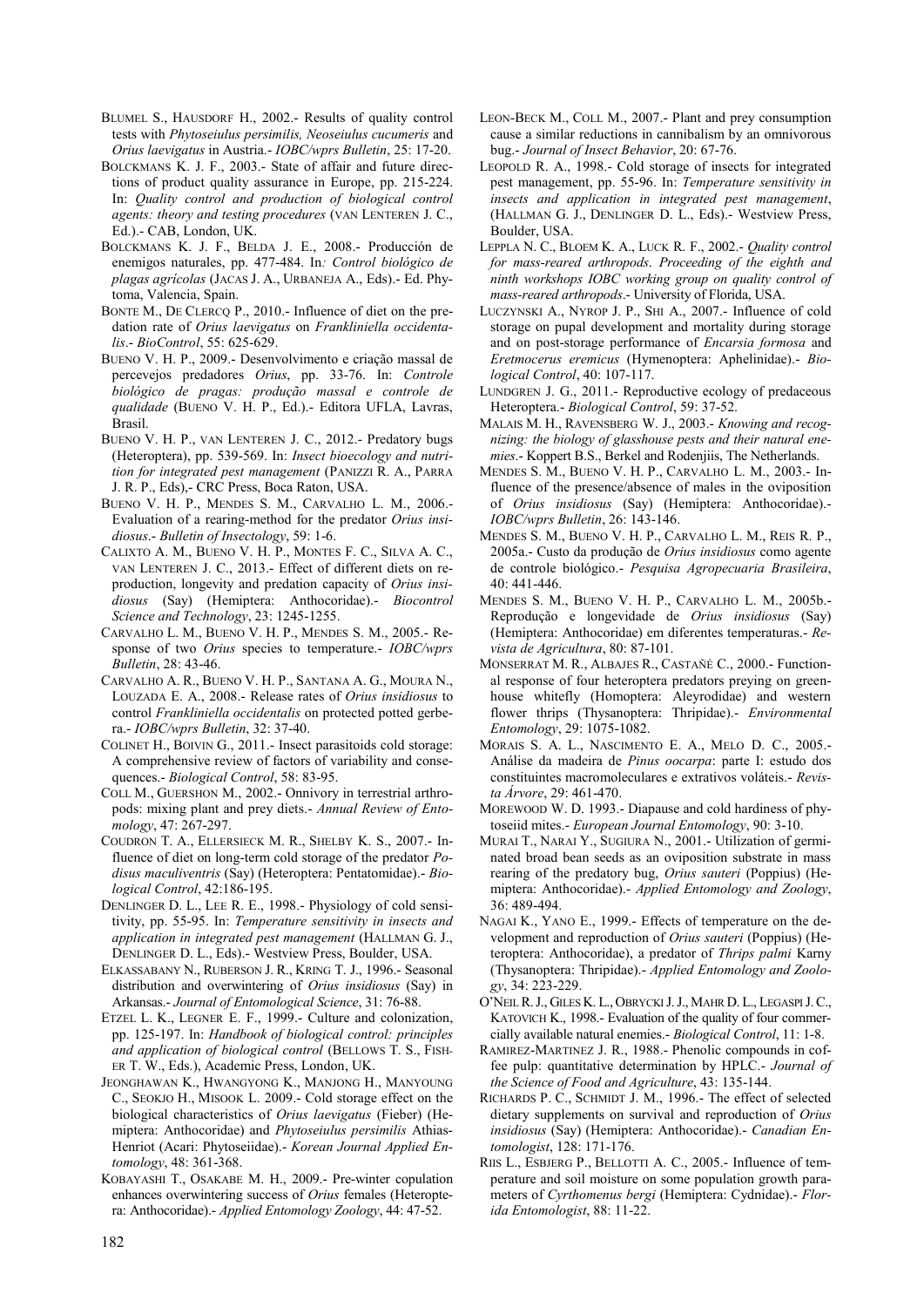BLUMEL S., HAUSDORF H., 2002.- Results of quality control tests with *Phytoseiulus persimilis, Neoseiulus cucumeris* and *Orius laevigatus* in Austria.- *IOBC/wprs Bulletin*, 25: 17-20.

BOLCKMANS K. J. F., 2003.- State of affair and future directions of product quality assurance in Europe, pp. 215-224. In: *Quality control and production of biological control agents: theory and testing procedures* (VAN LENTEREN J. C., Ed.).- CAB, London, UK.

BOLCKMANS K. J. F., BELDA J. E., 2008.- Producción de enemigos naturales, pp. 477-484. In*: Control biológico de plagas agrícolas* (JACAS J. A., URBANEJA A., Eds).- Ed. Phytoma, Valencia, Spain.

BONTE M., DE CLERCQ P., 2010.- Influence of diet on the predation rate of *Orius laevigatus* on *Frankliniella occidentalis*.- *BioControl*, 55: 625-629.

BUENO V. H. P., 2009.- Desenvolvimento e criação massal de percevejos predadores *Orius*, pp. 33-76. In: *Controle biológico de pragas: produção massal e controle de qualidade* (BUENO V. H. P., Ed.).- Editora UFLA, Lavras, Brasil.

BUENO V. H. P., VAN LENTEREN J. C., 2012.- Predatory bugs (Heteroptera), pp. 539-569. In: *Insect bioecology and nutrition for integrated pest management* (PANIZZI R. A., PARRA J. R. P., Eds),- CRC Press, Boca Raton, USA.

BUENO V. H. P., MENDES S. M., CARVALHO L. M., 2006.- Evaluation of a rearing-method for the predator *Orius insidiosus*.- *Bulletin of Insectology*, 59: 1-6.

CALIXTO A. M., BUENO V. H. P., MONTES F. C., SILVA A. C., VAN LENTEREN J. C., 2013.- Effect of different diets on reproduction, longevity and predation capacity of *Orius insidiosus* (Say) (Hemiptera: Anthocoridae).- *Biocontrol Science and Technology*, 23: 1245-1255.

CARVALHO L. M., BUENO V. H. P., MENDES S. M., 2005.- Response of two *Orius* species to temperature.- *IOBC/wprs Bulletin*, 28: 43-46.

CARVALHO A. R., BUENO V. H. P., SANTANA A. G., MOURA N., LOUZADA E. A., 2008.- Release rates of *Orius insidiosus* to control *Frankliniella occidentalis* on protected potted gerbera.- *IOBC/wprs Bulletin*, 32: 37-40.

COLINET H., BOIVIN G., 2011.- Insect parasitoids cold storage: A comprehensive review of factors of variability and consequences.- *Biological Control*, 58: 83-95.

COLL M., GUERSHON M., 2002.- Onnivory in terrestrial arthropods: mixing plant and prey diets.- *Annual Review of Entomology*, 47: 267-297.

COUDRON T. A., ELLERSIECK M. R., SHELBY K. S., 2007.- Influence of diet on long-term cold storage of the predator *Podisus maculiventris* (Say) (Heteroptera: Pentatomidae).- *Biological Control*, 42:186-195.

DENLINGER D. L., LEE R. E., 1998.- Physiology of cold sensitivity, pp. 55-95. In: *Temperature sensitivity in insects and application in integrated pest management* (HALLMAN G. J., DENLINGER D. L., Eds).- Westview Press, Boulder, USA.

ELKASSABANY N., RUBERSON J. R., KRING T. J., 1996.- Seasonal distribution and overwintering of *Orius insidiosus* (Say) in Arkansas.- *Journal of Entomological Science*, 31: 76-88.

ETZEL L. K., LEGNER E. F., 1999.- Culture and colonization, pp. 125-197. In: *Handbook of biological control: principles and application of biological control* (BELLOWS T. S., FISHER T. W., Eds.), Academic Press, London, UK.

JEONGHAWAN K., HWANGYONG K., MANJONG H., MANYOUNG C., SEOKJO H., MISOOK L. 2009.- Cold storage effect on the biological characteristics of *Orius laevigatus* (Fieber) (Hemiptera: Anthocoridae) and *Phytoseiulus persimilis* Athias-Henriot (Acari: Phytoseiidae).- *Korean Journal Applied Entomology*, 48: 361-368.

KOBAYASHI T., OSAKABE M. H., 2009.- Pre-winter copulation enhances overwintering success of *Orius* females (Heteroptera: Anthocoridae).- *Applied Entomology Zoology*, 44: 47-52.

LEON-BECK M., COLL M., 2007.- Plant and prey consumption cause a similar reductions in cannibalism by an omnivorous bug.- *Journal of Insect Behavior*, 20: 67-76.

LEOPOLD R. A., 1998.- Cold storage of insects for integrated pest management, pp. 55-96. In: *Temperature sensitivity in insects and application in integrated pest management*, (HALLMAN G. J., DENLINGER D. L., Eds).- Westview Press, Boulder, USA.

LEPPLA N. C., BLOEM K. A., LUCK R. F., 2002.- *Quality control for mass-reared arthropods*. *Proceeding of the eighth and ninth workshops IOBC working group on quality control of mass-reared arthropods*.- University of Florida, USA.

LUCZYNSKI A., NYROP J. P., SHI A., 2007.- Influence of cold storage on pupal development and mortality during storage and on post-storage performance of *Encarsia formosa* and *Eretmocerus eremicus* (Hymenoptera: Aphelinidae).- *Biological Control*, 40: 107-117.

LUNDGREN J. G., 2011.- Reproductive ecology of predaceous Heteroptera.- *Biological Control*, 59: 37-52.

MALAIS M. H., RAVENSBERG W. J., 2003.- *Knowing and recognizing: the biology of glasshouse pests and their natural enemies*.- Koppert B.S., Berkel and Rodenjiis, The Netherlands.

MENDES S. M., BUENO V. H. P., CARVALHO L. M., 2003.- Influence of the presence/absence of males in the oviposition of *Orius insidiosus* (Say) (Hemiptera: Anthocoridae).- *IOBC/wprs Bulletin*, 26: 143-146.

MENDES S. M., BUENO V. H. P., CARVALHO L. M., REIS R. P., 2005a.- Custo da produção de *Orius insidiosus* como agente de controle biológico.- *Pesquisa Agropecuaria Brasileira*, 40: 441-446.

MENDES S. M., BUENO V. H. P., CARVALHO L. M., 2005b.- Reprodução e longevidade de *Orius insidiosus* (Say) (Hemiptera: Anthocoridae) em diferentes temperaturas.- *Revista de Agricultura*, 80: 87-101.

MONSERRAT M. R., ALBAJES R., CASTAÑÉ C., 2000.- Functional response of four heteroptera predators preying on greenhouse whitefly (Homoptera: Aleyrodidae) and western flower thrips (Thysanoptera: Thripidae).- *Environmental Entomology*, 29: 1075-1082.

MORAIS S. A. L., NASCIMENTO E. A., MELO D. C., 2005.- Análise da madeira de *Pinus oocarpa*: parte I: estudo dos constituintes macromoleculares e extrativos voláteis.- *Revista Árvore*, 29: 461-470.

MOREWOOD W. D. 1993.- Diapause and cold hardiness of phytoseiid mites.- *European Journal Entomology*, 90: 3-10.

MURAI T., NARAI Y., SUGIURA N., 2001.- Utilization of germinated broad bean seeds as an oviposition substrate in mass rearing of the predatory bug, *Orius sauteri* (Poppius) (Hemiptera: Anthocoridae).- *Applied Entomology and Zoology*, 36: 489-494.

NAGAI K., YANO E., 1999.- Effects of temperature on the development and reproduction of *Orius sauteri* (Poppius) (Heteroptera: Anthocoridae), a predator of *Thrips palmi* Karny (Thysanoptera: Thripidae).- *Applied Entomology and Zoology*, 34: 223-229.

O'NEIL R. J., GILES K. L., OBRYCKI J. J., MAHR D. L., LEGASPI J. C., KATOVICH K., 1998.- Evaluation of the quality of four commercially available natural enemies.- *Biological Control*, 11: 1-8.

RAMIREZ-MARTINEZ J. R., 1988.- Phenolic compounds in coffee pulp: quantitative determination by HPLC.- *Journal of the Science of Food and Agriculture*, 43: 135-144.

RICHARDS P. C., SCHMIDT J. M., 1996.- The effect of selected dietary supplements on survival and reproduction of *Orius insidiosus* (Say) (Hemiptera: Anthocoridae).- *Canadian Entomologist*, 128: 171-176.

RIIS L., ESBJERG P., BELLOTTI A. C., 2005.- Influence of temperature and soil moisture on some population growth parameters of *Cyrthomenus bergi* (Hemiptera: Cydnidae).- *Florida Entomologist*, 88: 11-22.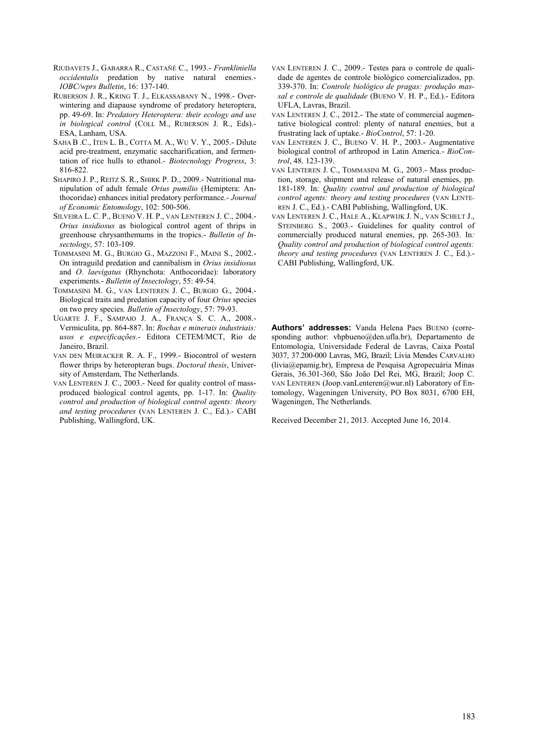RIUDAVETS J., GABARRA R., CASTAÑÉ C., 1993.- *Frankliniella occidentalis* predation by native natural enemies.- *IOBC/wprs Bulletin*, 16: 137-140.

RUBERSON J. R., KRING T. J., ELKASSABANY N., 1998.- Overwintering and diapause syndrome of predatory heteroptera, pp. 49-69. In: *Predatory Heteroptera: their ecology and use in biological control* (COLL M., RUBERSON J. R., Eds).- ESA, Lanham, USA.

SAHA B .C., ITEN L. B., COTTA M. A., WU V. Y., 2005.- Dilute acid pre-treatment, enzymatic saccharification, and fermentation of rice hulls to ethanol.- *Biotecnology Progress*, 3: 816-822.

SHAPIRO J. P., REITZ S. R., SHIRK P. D., 2009.- Nutritional manipulation of adult female *Orius pumilio* (Hemiptera: Anthocoridae) enhances initial predatory performance.- *Journal of Economic Entomology*, 102: 500-506.

SILVEIRA L. C. P., BUENO V. H. P., VAN LENTEREN J. C., 2004.- *Orius insidiosus* as biological control agent of thrips in greenhouse chrysanthemums in the tropics.- *Bulletin of Insectology*, 57: 103-109.

TOMMASINI M. G., BURGIO G., MAZZONI F., MAINI S., 2002.- On intraguild predation and cannibalism in *Orius insidiosus* and *O. laevigatus* (Rhynchota: Anthocoridae): laboratory experiments.- *Bulletin of Insectology*, 55: 49-54.

TOMMASINI M. G., VAN LENTEREN J. C., BURGIO G., 2004.- Biological traits and predation capacity of four *Orius* species on two prey species*. Bulletin of Insectology*, 57: 79-93.

UGARTE J. F., SAMPAIO J. A., FRANÇA S. C. A., 2008.- Vermiculita, pp. 864-887. In: *Rochas e minerais industriais: usos e especificações*.- Editora CETEM/MCT, Rio de Janeiro, Brazil.

VAN DEN MEIRACKER R. A. F., 1999.- Biocontrol of western flower thrips by heteropteran bugs. *Doctoral thesis*, University of Amsterdam, The Netherlands.

VAN LENTEREN J. C., 2003.- Need for quality control of mass-produced biological control agents, pp. 1-17. In: *Quality control and production of biological control agents: theory and testing procedures* (VAN LENTEREN J. C., Ed.).- CABI Publishing, Wallingford, UK.

VAN LENTEREN J. C., 2009.- Testes para o controle de qualidade de agentes de controle biológico comercializados, pp. 339-370. In: *Controle biológico de pragas: produção massal e controle de qualidade* (BUENO V. H. P., Ed.).- Editora UFLA, Lavras, Brazil.

VAN LENTEREN J. C., 2012.- The state of commercial augmentative biological control: plenty of natural enemies, but a frustrating lack of uptake.- *BioControl*, 57: 1-20.

VAN LENTEREN J. C., BUENO V. H. P., 2003.- Augmentative biological control of arthropod in Latin America.- *BioControl*, 48. 123-139.

VAN LENTEREN J. C., TOMMASINI M. G., 2003.- Mass production, storage, shipment and release of natural enemies, pp. 181-189. In: *Quality control and production of biological control agents: theory and testing procedures* (VAN LENTEREN J. C., Ed.).- CABI Publishing, Wallingford, UK.

VAN LENTEREN J. C., HALE A., KLAPWIJK J. N., VAN SCHELT J., STEINBERG S., 2003.- Guidelines for quality control of commercially produced natural enemies, pp. 265-303. In*: Quality control and production of biological control agents: theory and testing procedures* (VAN LENTEREN J. C., Ed.).- CABI Publishing, Wallingford, UK.

**Authors' addresses:** Vanda Helena Paes BUENO (corresponding author: vhpbueno@den.ufla.br), Departamento de Entomologia, Universidade Federal de Lavras, Caixa Postal 3037, 37.200-000 Lavras, MG, Brazil; Lívia Mendes CARVALHO (livia@epamig.br), Empresa de Pesquisa Agropecuária Minas Gerais, 36.301-360, São João Del Rei, MG, Brazil; Joop C. VAN LENTEREN (Joop.vanLenteren@wur.nl) Laboratory of Entomology, Wageningen University, PO Box 8031, 6700 EH, Wageningen, The Netherlands.

Received December 21, 2013. Accepted June 16, 2014.